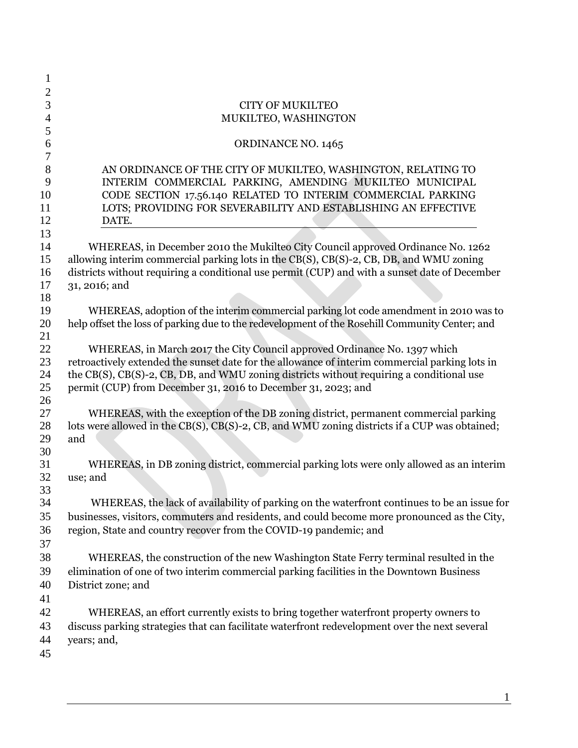CITY OF MUKILTEO
MUKILTEO, WASHINGTON

ORDINANCE NO. 1465

AN ORDINANCE OF THE CITY OF MUKILTEO, WASHINGTON, RELATING TO INTERIM COMMERCIAL PARKING, AMENDING MUKILTEO MUNICIPAL CODE SECTION 17.56.140 RELATED TO INTERIM COMMERCIAL PARKING LOTS; PROVIDING FOR SEVERABILITY AND ESTABLISHING AN EFFECTIVE DATE.

WHEREAS, in December 2010 the Mukilteo City Council approved Ordinance No. 1262 allowing interim commercial parking lots in the CB(S), CB(S)-2, CB, DB, and WMU zoning districts without requiring a conditional use permit (CUP) and with a sunset date of December 31, 2016; and

WHEREAS, adoption of the interim commercial parking lot code amendment in 2010 was to help offset the loss of parking due to the redevelopment of the Rosehill Community Center; and

WHEREAS, in March 2017 the City Council approved Ordinance No. 1397 which retroactively extended the sunset date for the allowance of interim commercial parking lots in the CB(S), CB(S)-2, CB, DB, and WMU zoning districts without requiring a conditional use permit (CUP) from December 31, 2016 to December 31, 2023; and

WHEREAS, with the exception of the DB zoning district, permanent commercial parking lots were allowed in the CB(S), CB(S)-2, CB, and WMU zoning districts if a CUP was obtained; and

WHEREAS, in DB zoning district, commercial parking lots were only allowed as an interim use; and

WHEREAS, the lack of availability of parking on the waterfront continues to be an issue for businesses, visitors, commuters and residents, and could become more pronounced as the City, region, State and country recover from the COVID-19 pandemic; and

WHEREAS, the construction of the new Washington State Ferry terminal resulted in the elimination of one of two interim commercial parking facilities in the Downtown Business District zone; and

WHEREAS, an effort currently exists to bring together waterfront property owners to discuss parking strategies that can facilitate waterfront redevelopment over the next several years; and,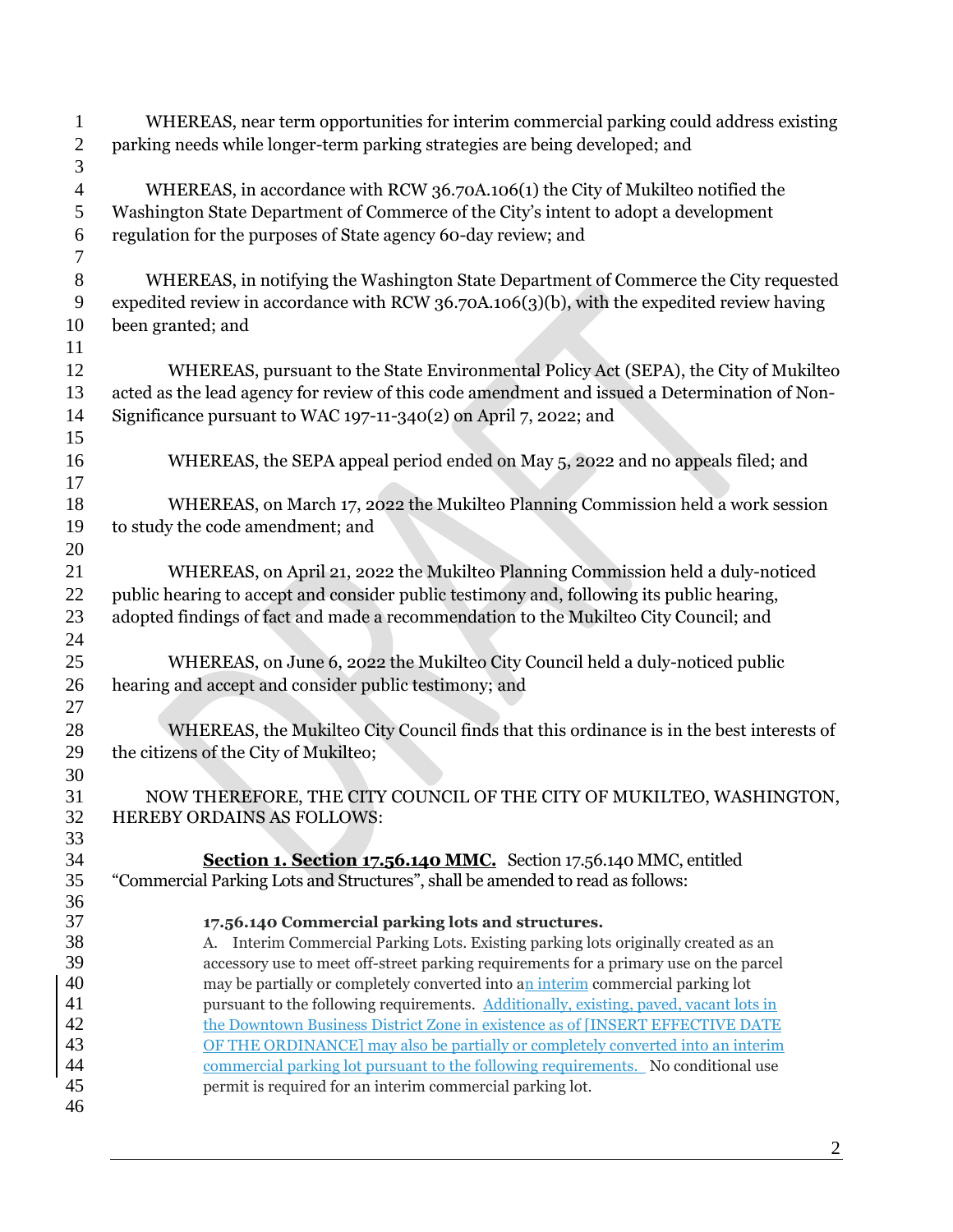WHEREAS, near term opportunities for interim commercial parking could address existing parking needs while longer-term parking strategies are being developed; and

WHEREAS, in accordance with RCW 36.70A.106(1) the City of Mukilteo notified the Washington State Department of Commerce of the City's intent to adopt a development regulation for the purposes of State agency 60-day review; and

WHEREAS, in notifying the Washington State Department of Commerce the City requested expedited review in accordance with RCW 36.70A.106(3)(b), with the expedited review having been granted; and

WHEREAS, pursuant to the State Environmental Policy Act (SEPA), the City of Mukilteo acted as the lead agency for review of this code amendment and issued a Determination of Non-Significance pursuant to WAC 197-11-340(2) on April 7, 2022; and

WHEREAS, the SEPA appeal period ended on May 5, 2022 and no appeals filed; and

WHEREAS, on March 17, 2022 the Mukilteo Planning Commission held a work session to study the code amendment; and

WHEREAS, on April 21, 2022 the Mukilteo Planning Commission held a duly-noticed public hearing to accept and consider public testimony and, following its public hearing, adopted findings of fact and made a recommendation to the Mukilteo City Council; and

WHEREAS, on June 6, 2022 the Mukilteo City Council held a duly-noticed public hearing and accept and consider public testimony; and

WHEREAS, the Mukilteo City Council finds that this ordinance is in the best interests of the citizens of the City of Mukilteo;

NOW THEREFORE, THE CITY COUNCIL OF THE CITY OF MUKILTEO, WASHINGTON, HEREBY ORDAINS AS FOLLOWS:

**Section 1. Section 17.56.140 MMC.** Section 17.56.140 MMC, entitled "Commercial Parking Lots and Structures", shall be amended to read as follows:

**17.56.140 Commercial parking lots and structures.**

A. Interim Commercial Parking Lots. Existing parking lots originally created as an accessory use to meet off-street parking requirements for a primary use on the parcel may be partially or completely converted into an interim commercial parking lot pursuant to the following requirements. Additionally, existing, paved, vacant lots in the Downtown Business District Zone in existence as of [INSERT EFFECTIVE DATE OF THE ORDINANCE] may also be partially or completely converted into an interim commercial parking lot pursuant to the following requirements. No conditional use permit is required for an interim commercial parking lot.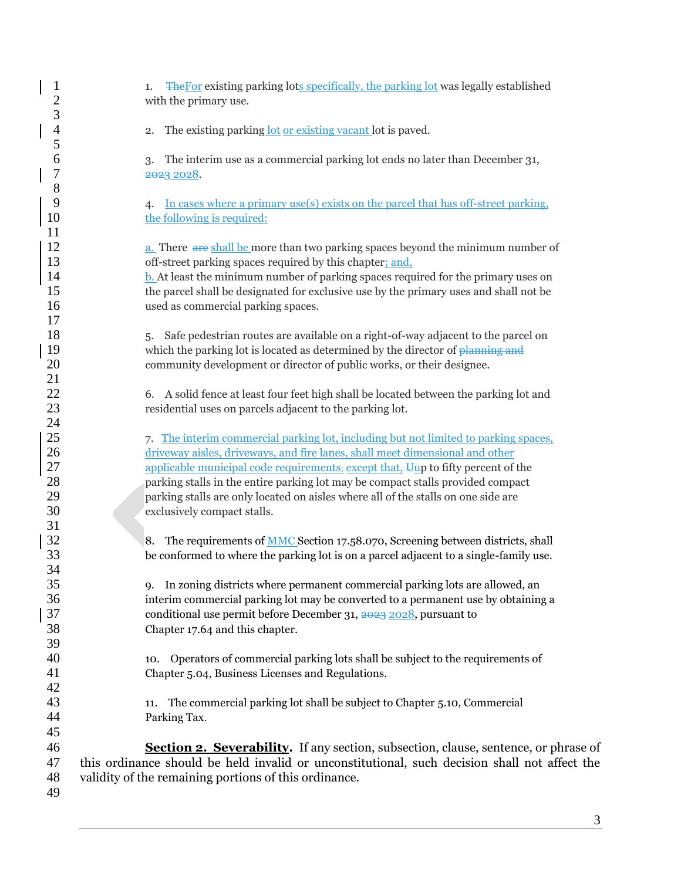1. ~~The~~For existing parking lots specifically, the parking lot was legally established with the primary use.

2. The existing parking lot or existing vacant lot is paved.

3. The interim use as a commercial parking lot ends no later than December 31, ~~2023~~ 2028.

4. In cases where a primary use(s) exists on the parcel that has off-street parking, the following is required:

a. There ~~are~~ shall be more than two parking spaces beyond the minimum number of off-street parking spaces required by this chapter; and,
b. At least the minimum number of parking spaces required for the primary uses on the parcel shall be designated for exclusive use by the primary uses and shall not be used as commercial parking spaces.

5. Safe pedestrian routes are available on a right-of-way adjacent to the parcel on which the parking lot is located as determined by the director of ~~planning and~~ community development or director of public works, or their designee.

6. A solid fence at least four feet high shall be located between the parking lot and residential uses on parcels adjacent to the parking lot.

7. The interim commercial parking lot, including but not limited to parking spaces, driveway aisles, driveways, and fire lanes, shall meet dimensional and other applicable municipal code requirements; except that, ~~U~~up to fifty percent of the parking stalls in the entire parking lot may be compact stalls provided compact parking stalls are only located on aisles where all of the stalls on one side are exclusively compact stalls.

8. The requirements of MMC Section 17.58.070, Screening between districts, shall be conformed to where the parking lot is on a parcel adjacent to a single-family use.

9. In zoning districts where permanent commercial parking lots are allowed, an interim commercial parking lot may be converted to a permanent use by obtaining a conditional use permit before December 31, ~~2023~~ 2028, pursuant to Chapter 17.64 and this chapter.

10. Operators of commercial parking lots shall be subject to the requirements of Chapter 5.04, Business Licenses and Regulations.

11. The commercial parking lot shall be subject to Chapter 5.10, Commercial Parking Tax.

**Section 2. Severability.** If any section, subsection, clause, sentence, or phrase of this ordinance should be held invalid or unconstitutional, such decision shall not affect the validity of the remaining portions of this ordinance.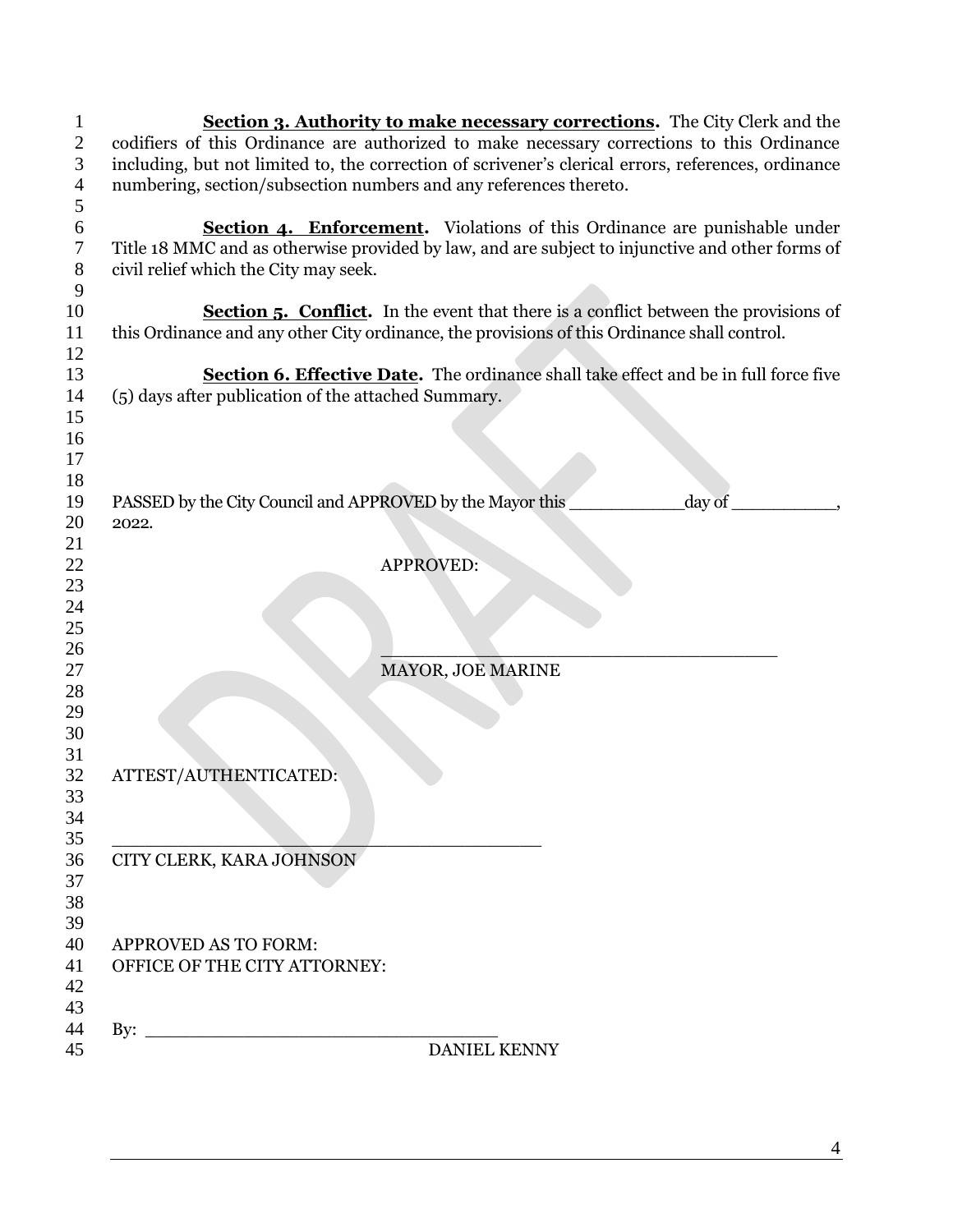**Section 3. Authority to make necessary corrections.** The City Clerk and the codifiers of this Ordinance are authorized to make necessary corrections to this Ordinance including, but not limited to, the correction of scrivener's clerical errors, references, ordinance numbering, section/subsection numbers and any references thereto.

**Section 4. Enforcement.** Violations of this Ordinance are punishable under Title 18 MMC and as otherwise provided by law, and are subject to injunctive and other forms of civil relief which the City may seek.

**Section 5. Conflict.** In the event that there is a conflict between the provisions of this Ordinance and any other City ordinance, the provisions of this Ordinance shall control.

**Section 6. Effective Date.** The ordinance shall take effect and be in full force five (5) days after publication of the attached Summary.

PASSED by the City Council and APPROVED by the Mayor this ___________day of __________, 2022.

APPROVED:

_______________________________________

MAYOR, JOE MARINE

ATTEST/AUTHENTICATED:

___________________________________________

CITY CLERK, KARA JOHNSON

APPROVED AS TO FORM:
OFFICE OF THE CITY ATTORNEY:

By: __________________________________

DANIEL KENNY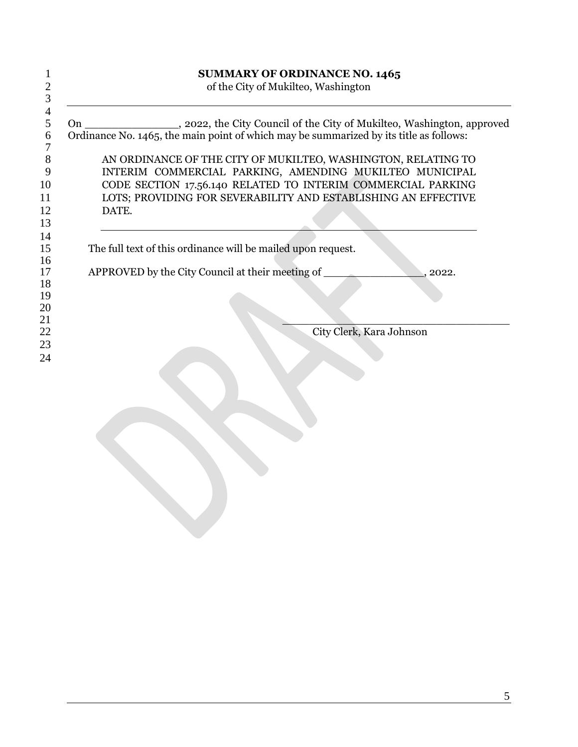**SUMMARY OF ORDINANCE NO. 1465**
of the City of Mukilteo, Washington

---

On _______________, 2022, the City Council of the City of Mukilteo, Washington, approved Ordinance No. 1465, the main point of which may be summarized by its title as follows:

> AN ORDINANCE OF THE CITY OF MUKILTEO, WASHINGTON, RELATING TO INTERIM COMMERCIAL PARKING, AMENDING MUKILTEO MUNICIPAL CODE SECTION 17.56.140 RELATED TO INTERIM COMMERCIAL PARKING LOTS; PROVIDING FOR SEVERABILITY AND ESTABLISHING AN EFFECTIVE DATE.

---

The full text of this ordinance will be mailed upon request.

APPROVED by the City Council at their meeting of ________________, 2022.

_____________________________________
City Clerk, Kara Johnson